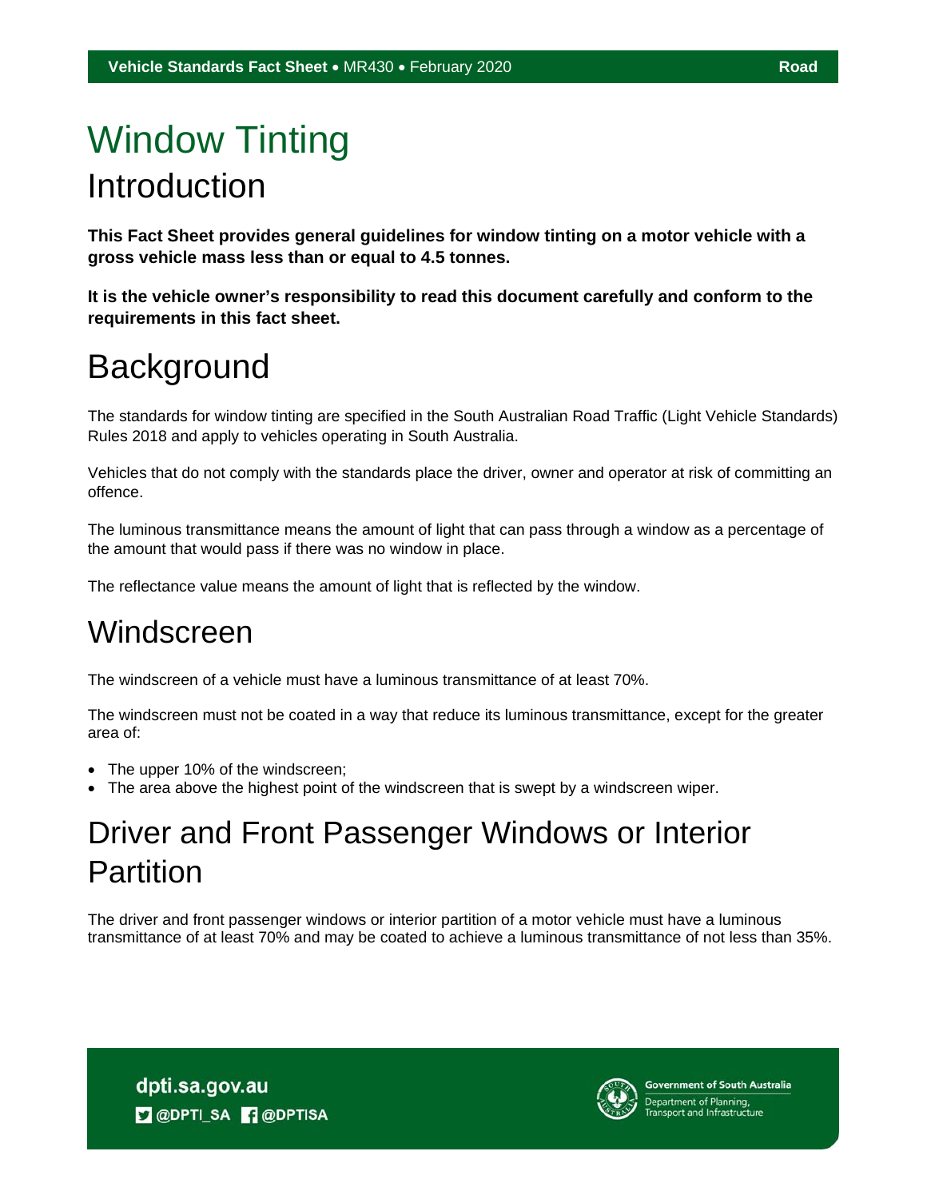# Window Tinting

## Introduction

**This Fact Sheet provides general guidelines for window tinting on a motor vehicle with a gross vehicle mass less than or equal to 4.5 tonnes.**

**It is the vehicle owner's responsibility to read this document carefully and conform to the requirements in this fact sheet.**

## Background

The standards for window tinting are specified in the South Australian Road Traffic (Light Vehicle Standards) Rules 2018 and apply to vehicles operating in South Australia.

Vehicles that do not comply with the standards place the driver, owner and operator at risk of committing an offence.

The luminous transmittance means the amount of light that can pass through a window as a percentage of the amount that would pass if there was no window in place.

The reflectance value means the amount of light that is reflected by the window.

## Windscreen

The windscreen of a vehicle must have a luminous transmittance of at least 70%.

The windscreen must not be coated in a way that reduce its luminous transmittance, except for the greater area of:

- The upper 10% of the windscreen;
- The area above the highest point of the windscreen that is swept by a windscreen wiper.

## Driver and Front Passenger Windows or Interior Partition

The driver and front passenger windows or interior partition of a motor vehicle must have a luminous transmittance of at least 70% and may be coated to achieve a luminous transmittance of not less than 35%.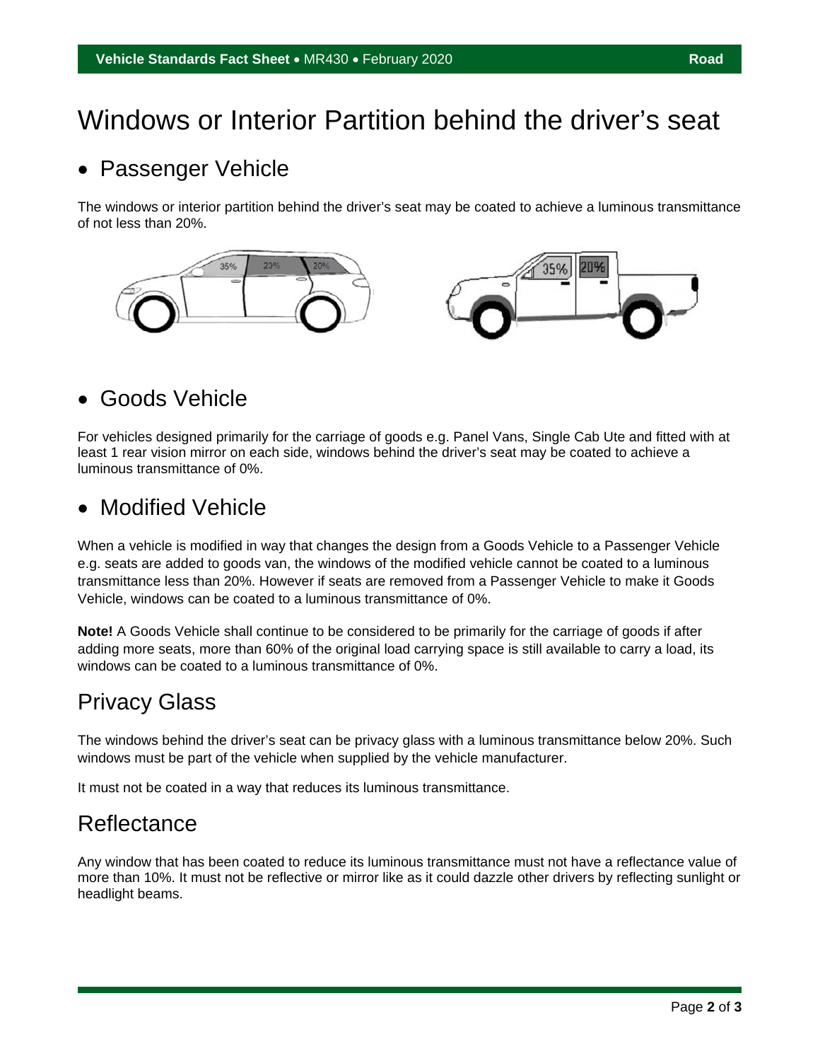# Windows or Interior Partition behind the driver's seat

- ## Passenger Vehicle

The windows or interior partition behind the driver's seat may be coated to achieve a luminous transmittance of not less than 20%.

- ## Goods Vehicle

For vehicles designed primarily for the carriage of goods e.g. Panel Vans, Single Cab Ute and fitted with at least 1 rear vision mirror on each side, windows behind the driver's seat may be coated to achieve a luminous transmittance of 0%.

- ## Modified Vehicle

When a vehicle is modified in way that changes the design from a Goods Vehicle to a Passenger Vehicle e.g. seats are added to goods van, the windows of the modified vehicle cannot be coated to a luminous transmittance less than 20%. However if seats are removed from a Passenger Vehicle to make it Goods Vehicle, windows can be coated to a luminous transmittance of 0%.

**Note!** A Goods Vehicle shall continue to be considered to be primarily for the carriage of goods if after adding more seats, more than 60% of the original load carrying space is still available to carry a load, its windows can be coated to a luminous transmittance of 0%.

## Privacy Glass

The windows behind the driver's seat can be privacy glass with a luminous transmittance below 20%. Such windows must be part of the vehicle when supplied by the vehicle manufacturer.

It must not be coated in a way that reduces its luminous transmittance.

## Reflectance

Any window that has been coated to reduce its luminous transmittance must not have a reflectance value of more than 10%. It must not be reflective or mirror like as it could dazzle other drivers by reflecting sunlight or headlight beams.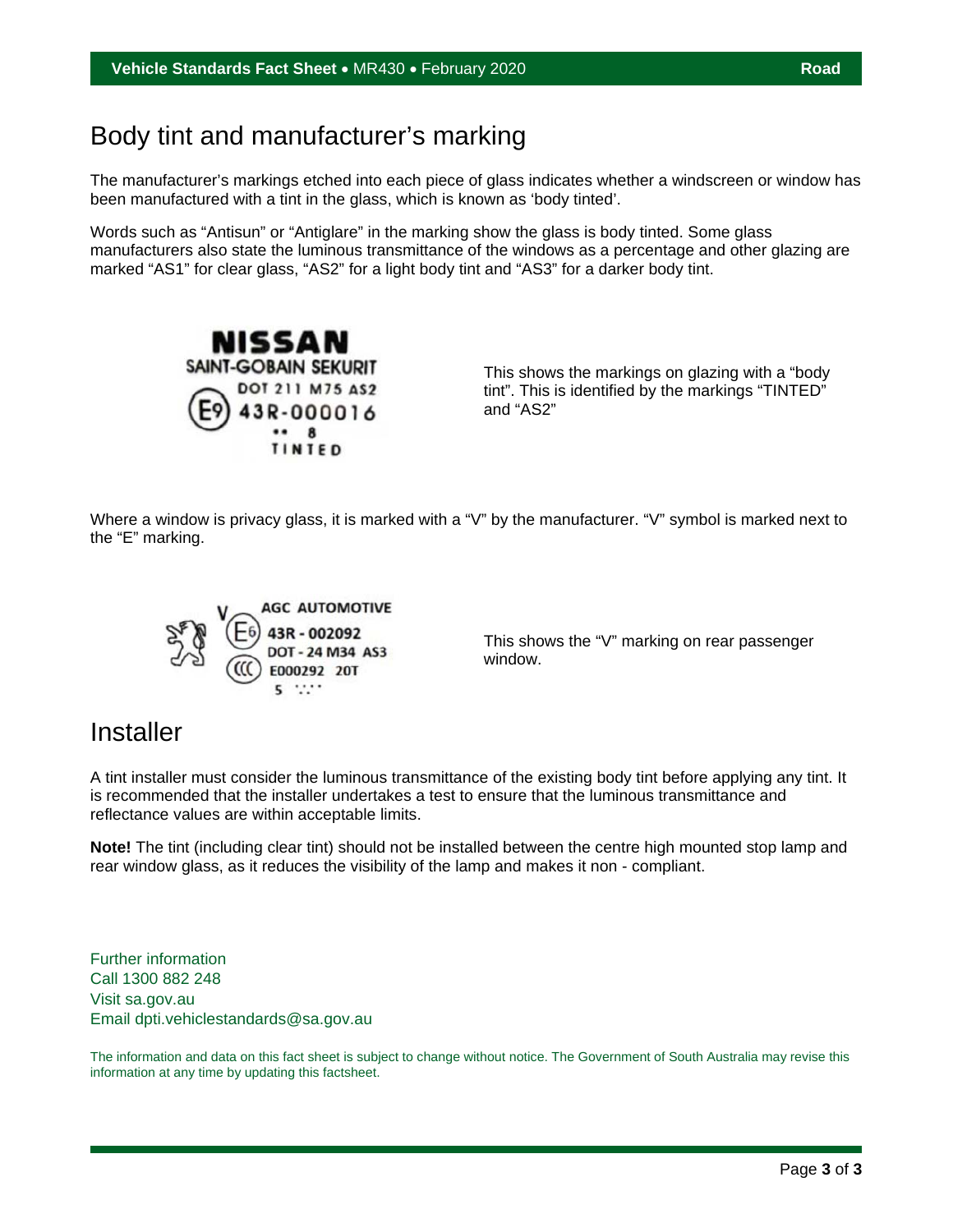## Body tint and manufacturer's marking

The manufacturer's markings etched into each piece of glass indicates whether a windscreen or window has been manufactured with a tint in the glass, which is known as 'body tinted'.

Words such as "Antisun" or "Antiglare" in the marking show the glass is body tinted. Some glass manufacturers also state the luminous transmittance of the windows as a percentage and other glazing are marked "AS1" for clear glass, "AS2" for a light body tint and "AS3" for a darker body tint.

NISSAN
SAINT-GOBAIN SEKURIT
DOT 211 M75 AS2
E9 43R-000016
•• 8
TINTED

This shows the markings on glazing with a "body tint". This is identified by the markings "TINTED" and "AS2"

Where a window is privacy glass, it is marked with a "V" by the manufacturer. "V" symbol is marked next to the "E" marking.

V AGC AUTOMOTIVE
E6 43R - 002092
DOT - 24 M34 AS3
CCC E000292 20T
5

This shows the "V" marking on rear passenger window.

## Installer

A tint installer must consider the luminous transmittance of the existing body tint before applying any tint. It is recommended that the installer undertakes a test to ensure that the luminous transmittance and reflectance values are within acceptable limits.

**Note!** The tint (including clear tint) should not be installed between the centre high mounted stop lamp and rear window glass, as it reduces the visibility of the lamp and makes it non - compliant.

Further information
Call 1300 882 248
Visit sa.gov.au
Email dpti.vehiclestandards@sa.gov.au

The information and data on this fact sheet is subject to change without notice. The Government of South Australia may revise this information at any time by updating this factsheet.